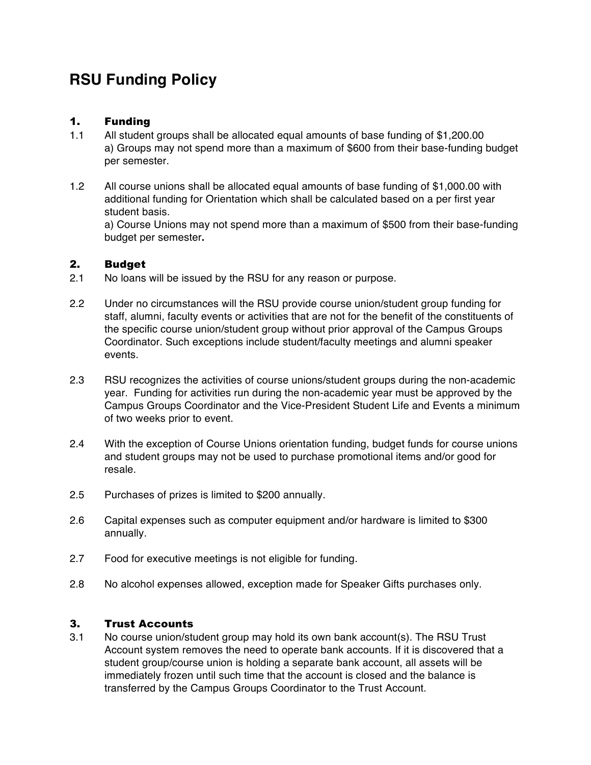# RSU Funding Policy

## 1. Funding

1.1 All student groups shall be allocated equal amounts of base funding of $1,200.00
a) Groups may not spend more than a maximum of $600 from their base-funding budget per semester.

1.2 All course unions shall be allocated equal amounts of base funding of $1,000.00 with additional funding for Orientation which shall be calculated based on a per first year student basis.
a) Course Unions may not spend more than a maximum of $500 from their base-funding budget per semester**.**

## 2. Budget

2.1 No loans will be issued by the RSU for any reason or purpose.

2.2 Under no circumstances will the RSU provide course union/student group funding for staff, alumni, faculty events or activities that are not for the benefit of the constituents of the specific course union/student group without prior approval of the Campus Groups Coordinator. Such exceptions include student/faculty meetings and alumni speaker events.

2.3 RSU recognizes the activities of course unions/student groups during the non-academic year. Funding for activities run during the non-academic year must be approved by the Campus Groups Coordinator and the Vice-President Student Life and Events a minimum of two weeks prior to event.

2.4 With the exception of Course Unions orientation funding, budget funds for course unions and student groups may not be used to purchase promotional items and/or good for resale.

2.5 Purchases of prizes is limited to $200 annually.

2.6 Capital expenses such as computer equipment and/or hardware is limited to $300 annually.

2.7 Food for executive meetings is not eligible for funding.

2.8 No alcohol expenses allowed, exception made for Speaker Gifts purchases only.

## 3. Trust Accounts

3.1 No course union/student group may hold its own bank account(s). The RSU Trust Account system removes the need to operate bank accounts. If it is discovered that a student group/course union is holding a separate bank account, all assets will be immediately frozen until such time that the account is closed and the balance is transferred by the Campus Groups Coordinator to the Trust Account.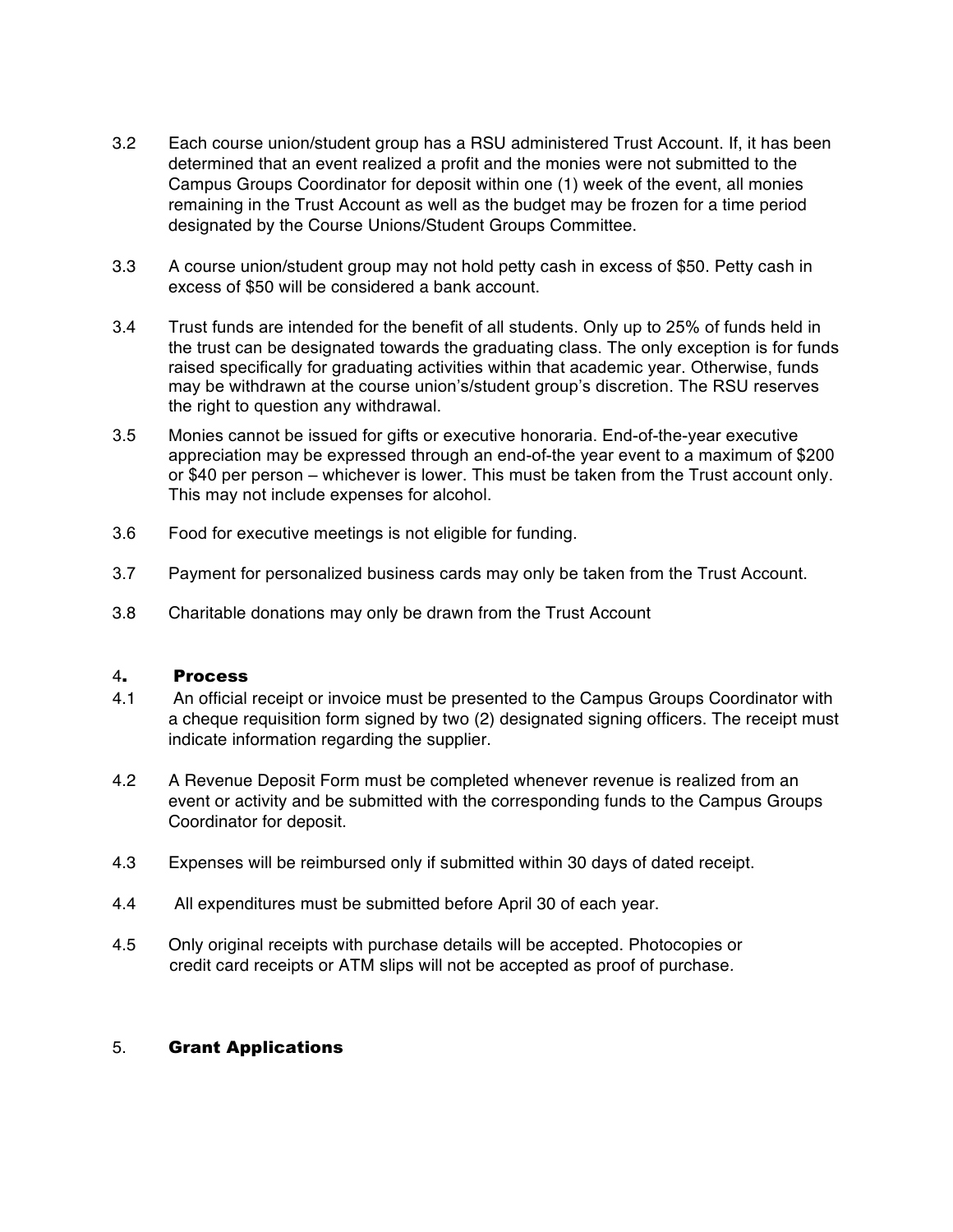3.2 Each course union/student group has a RSU administered Trust Account. If, it has been determined that an event realized a profit and the monies were not submitted to the Campus Groups Coordinator for deposit within one (1) week of the event, all monies remaining in the Trust Account as well as the budget may be frozen for a time period designated by the Course Unions/Student Groups Committee.

3.3 A course union/student group may not hold petty cash in excess of $50. Petty cash in excess of $50 will be considered a bank account.

3.4 Trust funds are intended for the benefit of all students. Only up to 25% of funds held in the trust can be designated towards the graduating class. The only exception is for funds raised specifically for graduating activities within that academic year. Otherwise, funds may be withdrawn at the course union's/student group's discretion. The RSU reserves the right to question any withdrawal.

3.5 Monies cannot be issued for gifts or executive honoraria. End-of-the-year executive appreciation may be expressed through an end-of-the year event to a maximum of $200 or $40 per person – whichever is lower. This must be taken from the Trust account only. This may not include expenses for alcohol.

3.6 Food for executive meetings is not eligible for funding.

3.7 Payment for personalized business cards may only be taken from the Trust Account.

3.8 Charitable donations may only be drawn from the Trust Account

## 4. Process

4.1 An official receipt or invoice must be presented to the Campus Groups Coordinator with a cheque requisition form signed by two (2) designated signing officers. The receipt must indicate information regarding the supplier.

4.2 A Revenue Deposit Form must be completed whenever revenue is realized from an event or activity and be submitted with the corresponding funds to the Campus Groups Coordinator for deposit.

4.3 Expenses will be reimbursed only if submitted within 30 days of dated receipt.

4.4 All expenditures must be submitted before April 30 of each year.

4.5 Only original receipts with purchase details will be accepted. Photocopies or credit card receipts or ATM slips will not be accepted as proof of purchase.

## 5. Grant Applications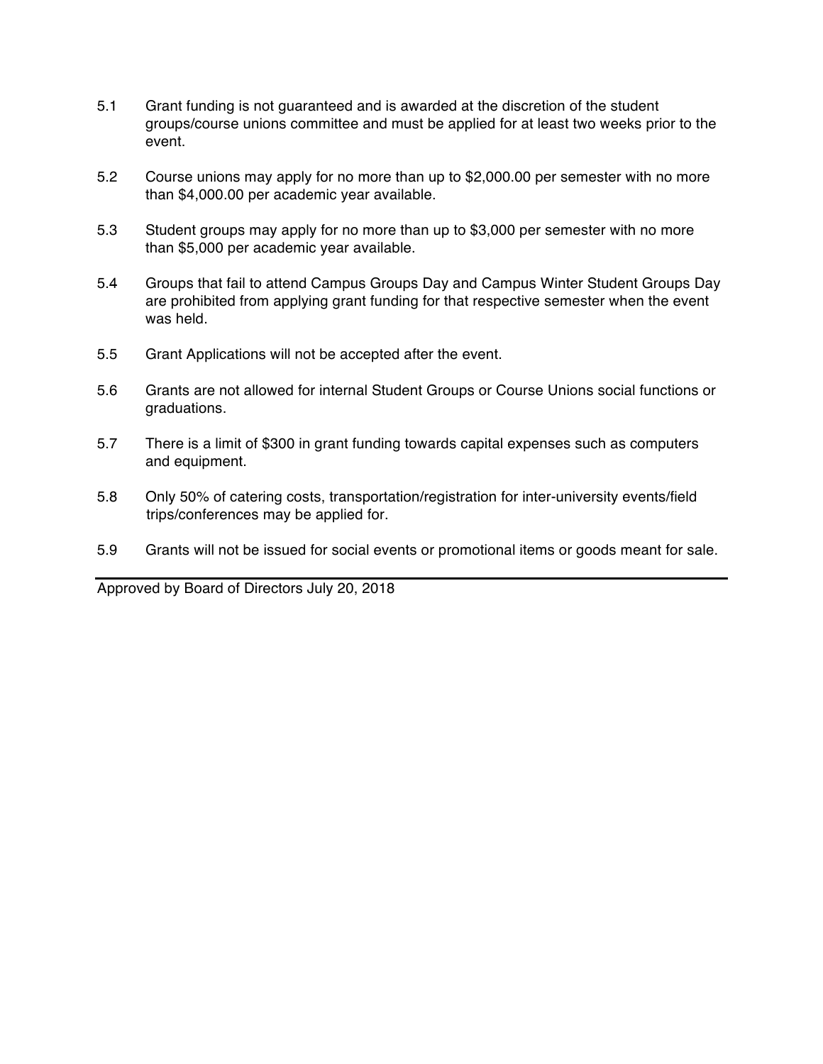5.1 Grant funding is not guaranteed and is awarded at the discretion of the student groups/course unions committee and must be applied for at least two weeks prior to the event.

5.2 Course unions may apply for no more than up to $2,000.00 per semester with no more than $4,000.00 per academic year available.

5.3 Student groups may apply for no more than up to $3,000 per semester with no more than $5,000 per academic year available.

5.4 Groups that fail to attend Campus Groups Day and Campus Winter Student Groups Day are prohibited from applying grant funding for that respective semester when the event was held.

5.5 Grant Applications will not be accepted after the event.

5.6 Grants are not allowed for internal Student Groups or Course Unions social functions or graduations.

5.7 There is a limit of $300 in grant funding towards capital expenses such as computers and equipment.

5.8 Only 50% of catering costs, transportation/registration for inter-university events/field trips/conferences may be applied for.

5.9 Grants will not be issued for social events or promotional items or goods meant for sale.

---

Approved by Board of Directors July 20, 2018